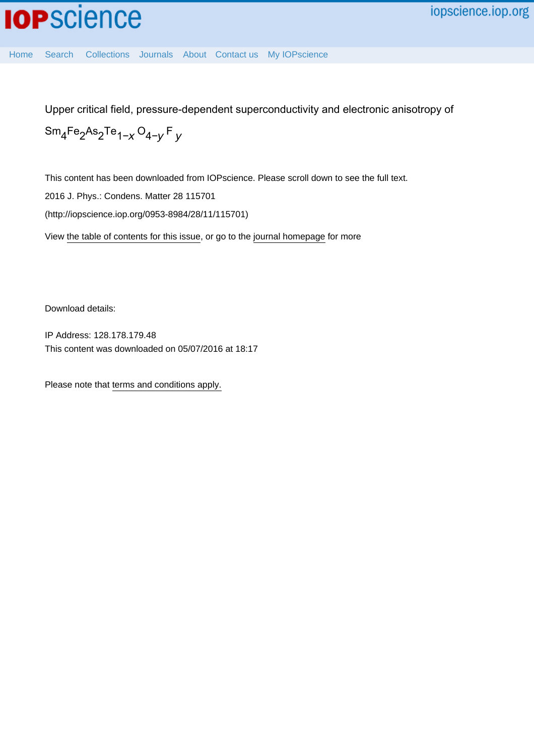Upper critical field, pressure-dependent superconductivity and electronic anisotropy of $Sm_4Fe_2As_2Te_{1-x}O_{4-y}F_y$

This content has been downloaded from IOPscience. Please scroll down to see the full text.

2016 J. Phys.: Condens. Matter 28 115701

(http://iopscience.iop.org/0953-8984/28/11/115701)

View the table of contents for this issue, or go to the journal homepage for more

Download details:

IP Address: 128.178.179.48
This content was downloaded on 05/07/2016 at 18:17

Please note that terms and conditions apply.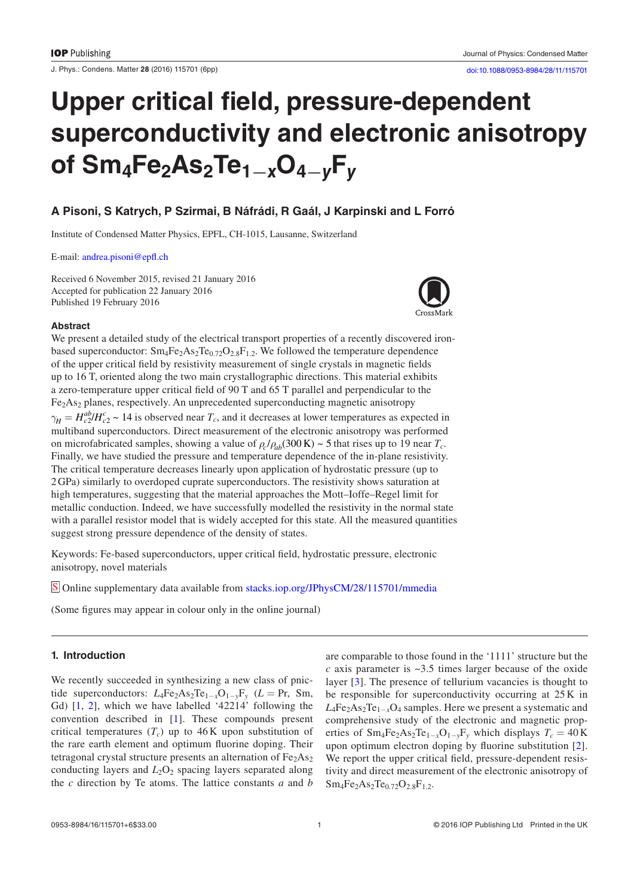# Upper critical field, pressure-dependent superconductivity and electronic anisotropy of $Sm_4Fe_2As_2Te_{1-x}O_{4-y}F_y$

**A Pisoni, S Katrych, P Szirmai, B Náfrádi, R Gaál, J Karpinski and L Forró**

Institute of Condensed Matter Physics, EPFL, CH-1015, Lausanne, Switzerland

E-mail: andrea.pisoni@epfl.ch

Received 6 November 2015, revised 21 January 2016
Accepted for publication 22 January 2016
Published 19 February 2016

### Abstract

We present a detailed study of the electrical transport properties of a recently discovered iron-based superconductor: $Sm_4Fe_2As_2Te_{0.72}O_{2.8}F_{1.2}$. We followed the temperature dependence of the upper critical field by resistivity measurement of single crystals in magnetic fields up to 16 T, oriented along the two main crystallographic directions. This material exhibits a zero-temperature upper critical field of 90 T and 65 T parallel and perpendicular to the $Fe_2As_2$ planes, respectively. An unprecedented superconducting magnetic anisotropy $\gamma_H = H_{c2}^{ab}/H_{c2}^{c} \sim 14$ is observed near $T_c$, and it decreases at lower temperatures as expected in multiband superconductors. Direct measurement of the electronic anisotropy was performed on microfabricated samples, showing a value of $\rho_c/\rho_{ab}(300\,\text{K}) \sim 5$ that rises up to 19 near $T_c$. Finally, we have studied the pressure and temperature dependence of the in-plane resistivity. The critical temperature decreases linearly upon application of hydrostatic pressure (up to 2 GPa) similarly to overdoped cuprate superconductors. The resistivity shows saturation at high temperatures, suggesting that the material approaches the Mott–Ioffe–Regel limit for metallic conduction. Indeed, we have successfully modelled the resistivity in the normal state with a parallel resistor model that is widely accepted for this state. All the measured quantities suggest strong pressure dependence of the density of states.

Keywords: Fe-based superconductors, upper critical field, hydrostatic pressure, electronic anisotropy, novel materials

Online supplementary data available from stacks.iop.org/JPhysCM/28/115701/mmedia

(Some figures may appear in colour only in the online journal)

## 1. Introduction

We recently succeeded in synthesizing a new class of pnictide superconductors: $L_4Fe_2As_2Te_{1-x}O_{1-y}F_y$ ($L$ = Pr, Sm, Gd) [1, 2], which we have labelled '42214' following the convention described in [1]. These compounds present critical temperatures ($T_c$) up to 46 K upon substitution of the rare earth element and optimum fluorine doping. Their tetragonal crystal structure presents an alternation of $Fe_2As_2$ conducting layers and $L_2O_2$ spacing layers separated along the $c$ direction by Te atoms. The lattice constants $a$ and $b$ are comparable to those found in the '1111' structure but the $c$ axis parameter is ~3.5 times larger because of the oxide layer [3]. The presence of tellurium vacancies is thought to be responsible for superconductivity occurring at 25 K in $L_4Fe_2As_2Te_{1-x}O_4$ samples. Here we present a systematic and comprehensive study of the electronic and magnetic properties of $Sm_4Fe_2As_2Te_{1-x}O_{1-y}F_y$ which displays $T_c = 40\,\text{K}$ upon optimum electron doping by fluorine substitution [2]. We report the upper critical field, pressure-dependent resistivity and direct measurement of the electronic anisotropy of $Sm_4Fe_2As_2Te_{0.72}O_{2.8}F_{1.2}$.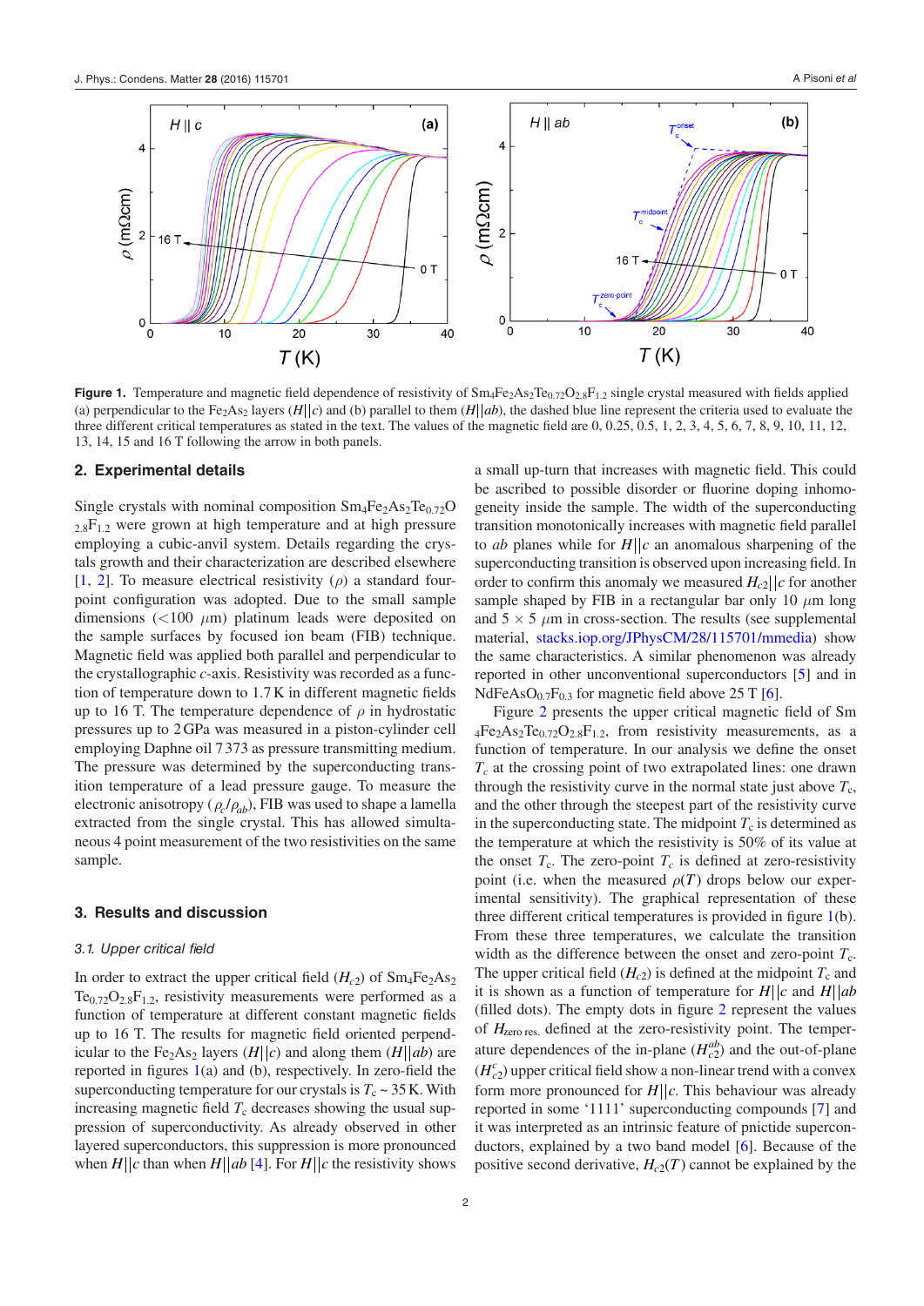**Figure 1.** Temperature and magnetic field dependence of resistivity of $Sm_4Fe_2As_2Te_{0.72}O_{2.8}F_{1.2}$ single crystal measured with fields applied (a) perpendicular to the $Fe_2As_2$ layers ($H||c$) and (b) parallel to them ($H||ab$), the dashed blue line represent the criteria used to evaluate the three different critical temperatures as stated in the text. The values of the magnetic field are 0, 0.25, 0.5, 1, 2, 3, 4, 5, 6, 7, 8, 9, 10, 11, 12, 13, 14, 15 and 16 T following the arrow in both panels.

## 2. Experimental details

Single crystals with nominal composition $Sm_4Fe_2As_2Te_{0.72}O_{2.8}F_{1.2}$ were grown at high temperature and at high pressure employing a cubic-anvil system. Details regarding the crystals growth and their characterization are described elsewhere [1, 2]. To measure electrical resistivity ($\rho$) a standard four-point configuration was adopted. Due to the small sample dimensions ($<100$ $\mu$m) platinum leads were deposited on the sample surfaces by focused ion beam (FIB) technique. Magnetic field was applied both parallel and perpendicular to the crystallographic $c$-axis. Resistivity was recorded as a function of temperature down to 1.7 K in different magnetic fields up to 16 T. The temperature dependence of $\rho$ in hydrostatic pressures up to 2 GPa was measured in a piston-cylinder cell employing Daphne oil 7373 as pressure transmitting medium. The pressure was determined by the superconducting transition temperature of a lead pressure gauge. To measure the electronic anisotropy ($\rho_c/\rho_{ab}$), FIB was used to shape a lamella extracted from the single crystal. This has allowed simultaneous 4 point measurement of the two resistivities on the same sample.

## 3. Results and discussion

### 3.1. Upper critical field

In order to extract the upper critical field ($H_{c2}$) of $Sm_4Fe_2As_2Te_{0.72}O_{2.8}F_{1.2}$, resistivity measurements were performed as a function of temperature at different constant magnetic fields up to 16 T. The results for magnetic field oriented perpendicular to the $Fe_2As_2$ layers ($H||c$) and along them ($H||ab$) are reported in figures 1(a) and (b), respectively. In zero-field the superconducting temperature for our crystals is $T_c \sim 35$ K. With increasing magnetic field $T_c$ decreases showing the usual suppression of superconductivity. As already observed in other layered superconductors, this suppression is more pronounced when $H||c$ than when $H||ab$ [4]. For $H||c$ the resistivity shows a small up-turn that increases with magnetic field. This could be ascribed to possible disorder or fluorine doping inhomogeneity inside the sample. The width of the superconducting transition monotonically increases with magnetic field parallel to $ab$ planes while for $H||c$ an anomalous sharpening of the superconducting transition is observed upon increasing field. In order to confirm this anomaly we measured $H_{c2}||c$ for another sample shaped by FIB in a rectangular bar only 10 $\mu$m long and $5 \times 5$ $\mu$m in cross-section. The results (see supplemental material, stacks.iop.org/JPhysCM/28/115701/mmedia) show the same characteristics. A similar phenomenon was already reported in other unconventional superconductors [5] and in $NdFeAsO_{0.7}F_{0.3}$ for magnetic field above 25 T [6].

Figure 2 presents the upper critical magnetic field of $Sm_4Fe_2As_2Te_{0.72}O_{2.8}F_{1.2}$, from resistivity measurements, as a function of temperature. In our analysis we define the onset $T_c$ at the crossing point of two extrapolated lines: one drawn through the resistivity curve in the normal state just above $T_c$, and the other through the steepest part of the resistivity curve in the superconducting state. The midpoint $T_c$ is determined as the temperature at which the resistivity is 50% of its value at the onset $T_c$. The zero-point $T_c$ is defined at zero-resistivity point (i.e. when the measured $\rho(T)$ drops below our experimental sensitivity). The graphical representation of these three different critical temperatures is provided in figure 1(b). From these three temperatures, we calculate the transition width as the difference between the onset and zero-point $T_c$. The upper critical field ($H_{c2}$) is defined at the midpoint $T_c$ and it is shown as a function of temperature for $H||c$ and $H||ab$ (filled dots). The empty dots in figure 2 represent the values of $H_{\text{zero res.}}$ defined at the zero-resistivity point. The temperature dependences of the in-plane ($H_{c2}^{ab}$) and the out-of-plane ($H_{c2}^{c}$) upper critical field show a non-linear trend with a convex form more pronounced for $H||c$. This behaviour was already reported in some '1111' superconducting compounds [7] and it was interpreted as an intrinsic feature of pnictide superconductors, explained by a two band model [6]. Because of the positive second derivative, $H_{c2}(T)$ cannot be explained by the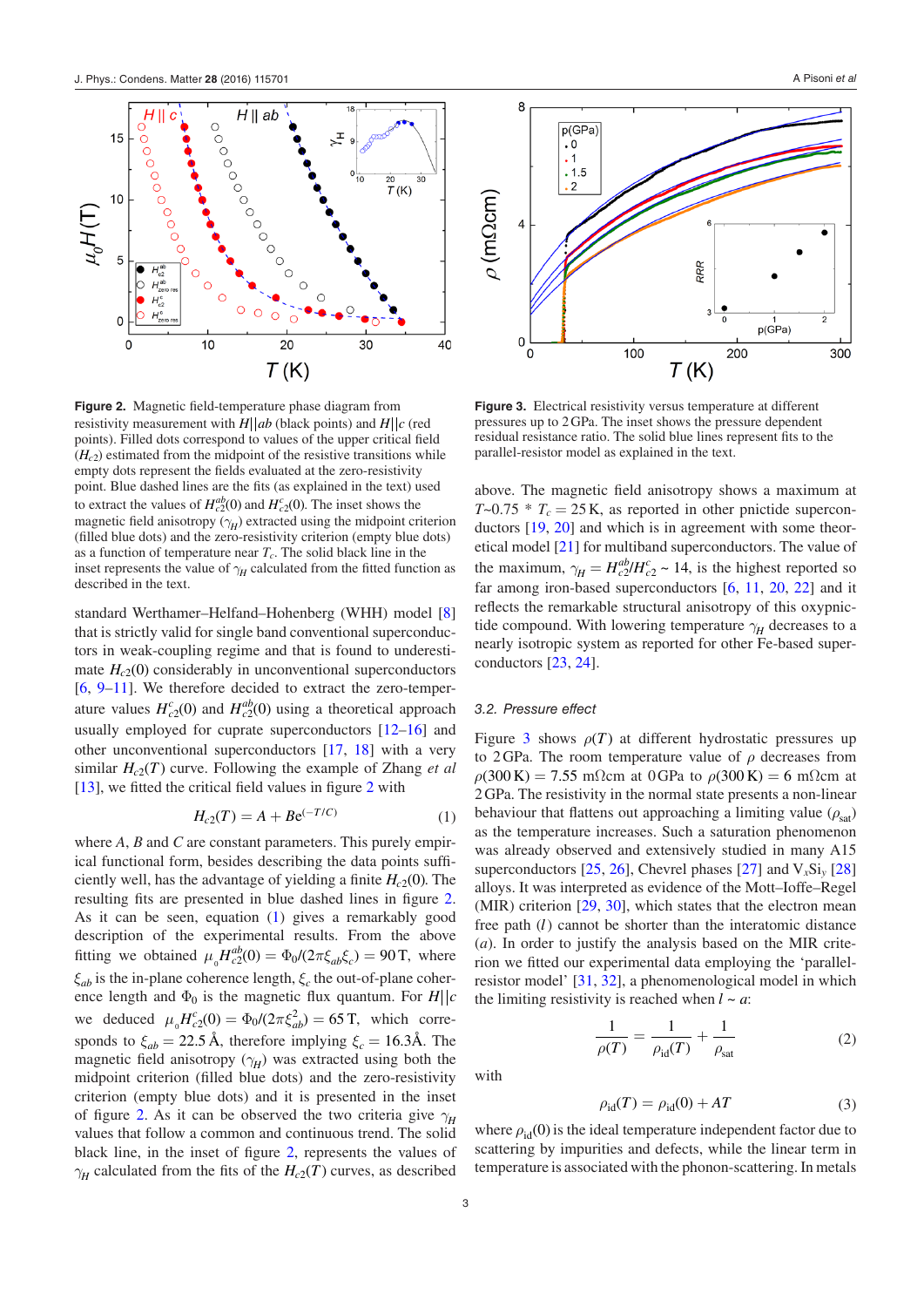**Figure 2.** Magnetic field-temperature phase diagram from resistivity measurement with $H||ab$ (black points) and $H||c$ (red points). Filled dots correspond to values of the upper critical field ($H_{c2}$) estimated from the midpoint of the resistive transitions while empty dots represent the fields evaluated at the zero-resistivity point. Blue dashed lines are the fits (as explained in the text) used to extract the values of $H_{c2}^{ab}(0)$ and $H_{c2}^{c}(0)$. The inset shows the magnetic field anisotropy ($\gamma_H$) extracted using the midpoint criterion (filled blue dots) and the zero-resistivity criterion (empty blue dots) as a function of temperature near $T_c$. The solid black line in the inset represents the value of $\gamma_H$ calculated from the fitted function as described in the text.

**Figure 3.** Electrical resistivity versus temperature at different pressures up to 2 GPa. The inset shows the pressure dependent residual resistance ratio. The solid blue lines represent fits to the parallel-resistor model as explained in the text.

standard Werthamer–Helfand–Hohenberg (WHH) model [8] that is strictly valid for single band conventional superconductors in weak-coupling regime and that is found to underestimate $H_{c2}(0)$ considerably in unconventional superconductors [6, 9–11]. We therefore decided to extract the zero-temperature values $H_{c2}^{c}(0)$ and $H_{c2}^{ab}(0)$ using a theoretical approach usually employed for cuprate superconductors [12–16] and other unconventional superconductors [17, 18] with a very similar $H_{c2}(T)$ curve. Following the example of Zhang *et al* [13], we fitted the critical field values in figure 2 with

$$H_{c2}(T) = A + Be^{(-T/C)} \qquad (1)$$

where $A$, $B$ and $C$ are constant parameters. This purely empirical functional form, besides describing the data points sufficiently well, has the advantage of yielding a finite $H_{c2}(0)$. The resulting fits are presented in blue dashed lines in figure 2. As it can be seen, equation (1) gives a remarkably good description of the experimental results. From the above fitting we obtained $\mu_0 H_{c2}^{ab}(0) = \Phi_0/(2\pi\xi_{ab}\xi_c) = 90\,\mathrm{T}$, where $\xi_{ab}$ is the in-plane coherence length, $\xi_c$ the out-of-plane coherence length and $\Phi_0$ is the magnetic flux quantum. For $H||c$ we deduced $\mu_0 H_{c2}^{c}(0) = \Phi_0/(2\pi\xi_{ab}^2) = 65\,\mathrm{T}$, which corresponds to $\xi_{ab} = 22.5\,$Å, therefore implying $\xi_c = 16.3$Å. The magnetic field anisotropy ($\gamma_H$) was extracted using both the midpoint criterion (filled blue dots) and the zero-resistivity criterion (empty blue dots) and it is presented in the inset of figure 2. As it can be observed the two criteria give $\gamma_H$ values that follow a common and continuous trend. The solid black line, in the inset of figure 2, represents the values of $\gamma_H$ calculated from the fits of the $H_{c2}(T)$ curves, as described above. The magnetic field anisotropy shows a maximum at $T{\sim}0.75 * T_c = 25\,\mathrm{K}$, as reported in other pnictide superconductors [19, 20] and which is in agreement with some theoretical model [21] for multiband superconductors. The value of the maximum, $\gamma_H = H_{c2}^{ab}/H_{c2}^{c} \sim 14$, is the highest reported so far among iron-based superconductors [6, 11, 20, 22] and it reflects the remarkable structural anisotropy of this oxypnictide compound. With lowering temperature $\gamma_H$ decreases to a nearly isotropic system as reported for other Fe-based superconductors [23, 24].

### 3.2. Pressure effect

Figure 3 shows $\rho(T)$ at different hydrostatic pressures up to 2 GPa. The room temperature value of $\rho$ decreases from $\rho(300\,\mathrm{K}) = 7.55\,\mathrm{m\Omega cm}$ at 0 GPa to $\rho(300\,\mathrm{K}) = 6\,\mathrm{m\Omega cm}$ at 2 GPa. The resistivity in the normal state presents a non-linear behaviour that flattens out approaching a limiting value ($\rho_{sat}$) as the temperature increases. Such a saturation phenomenon was already observed and extensively studied in many A15 superconductors [25, 26], Chevrel phases [27] and $V_xSi_y$ [28] alloys. It was interpreted as evidence of the Mott–Ioffe–Regel (MIR) criterion [29, 30], which states that the electron mean free path ($l$) cannot be shorter than the interatomic distance ($a$). In order to justify the analysis based on the MIR criterion we fitted our experimental data employing the 'parallel-resistor model' [31, 32], a phenomenological model in which the limiting resistivity is reached when $l \sim a$:

$$\frac{1}{\rho(T)} = \frac{1}{\rho_{id}(T)} + \frac{1}{\rho_{sat}} \qquad (2)$$

with

$$\rho_{id}(T) = \rho_{id}(0) + AT \qquad (3)$$

where $\rho_{id}(0)$ is the ideal temperature independent factor due to scattering by impurities and defects, while the linear term in temperature is associated with the phonon-scattering. In metals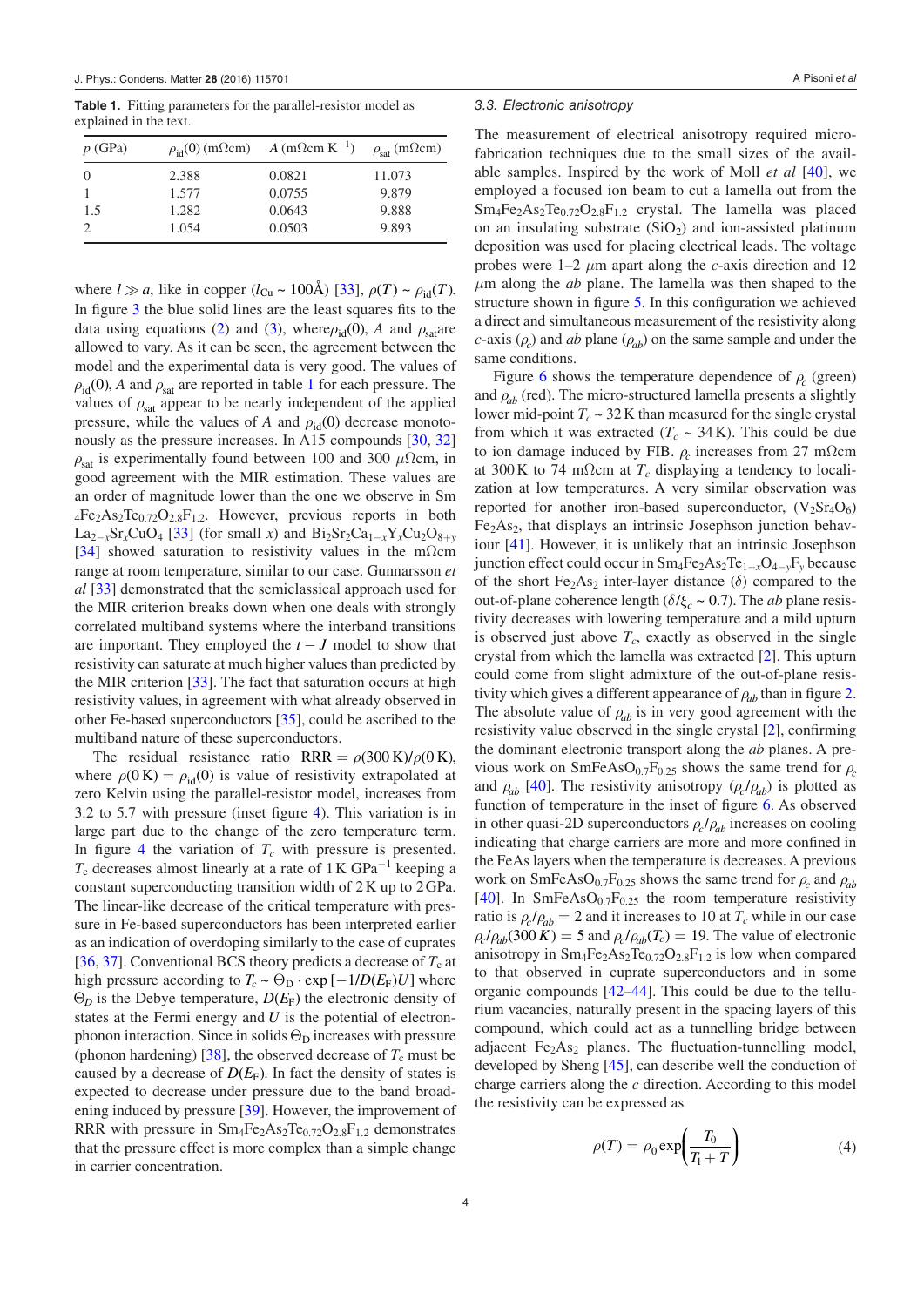**Table 1.** Fitting parameters for the parallel-resistor model as explained in the text.

| $p$ (GPa) | $\rho_{id}(0)$ (m$\Omega$cm) | $A$ (m$\Omega$cm K$^{-1}$) | $\rho_{sat}$ (m$\Omega$cm) |
|---|---|---|---|
| 0 | 2.388 | 0.0821 | 11.073 |
| 1 | 1.577 | 0.0755 | 9.879 |
| 1.5 | 1.282 | 0.0643 | 9.888 |
| 2 | 1.054 | 0.0503 | 9.893 |

where $l \gg a$, like in copper ($l_{Cu} \sim 100$Å) [33], $\rho(T) \sim \rho_{id}(T)$. In figure 3 the blue solid lines are the least squares fits to the data using equations (2) and (3), where $\rho_{id}(0)$, $A$ and $\rho_{sat}$ are allowed to vary. As it can be seen, the agreement between the model and the experimental data is very good. The values of $\rho_{id}(0)$, $A$ and $\rho_{sat}$ are reported in table 1 for each pressure. The values of $\rho_{sat}$ appear to be nearly independent of the applied pressure, while the values of $A$ and $\rho_{id}(0)$ decrease monotonously as the pressure increases. In A15 compounds [30, 32] $\rho_{sat}$ is experimentally found between 100 and 300 $\mu\Omega$cm, in good agreement with the MIR estimation. These values are an order of magnitude lower than the one we observe in $Sm_4Fe_2As_2Te_{0.72}O_{2.8}F_{1.2}$. However, previous reports in both $La_{2-x}Sr_xCuO_4$ [33] (for small $x$) and $Bi_2Sr_2Ca_{1-x}Y_xCu_2O_{8+y}$ [34] showed saturation to resistivity values in the m$\Omega$cm range at room temperature, similar to our case. Gunnarsson *et al* [33] demonstrated that the semiclassical approach used for the MIR criterion breaks down when one deals with strongly correlated multiband systems where the interband transitions are important. They employed the $t-J$ model to show that resistivity can saturate at much higher values than predicted by the MIR criterion [33]. The fact that saturation occurs at high resistivity values, in agreement with what already observed in other Fe-based superconductors [35], could be ascribed to the multiband nature of these superconductors.

The residual resistance ratio $\mathrm{RRR} = \rho(300\,\mathrm{K})/\rho(0\,\mathrm{K})$, where $\rho(0\,\mathrm{K}) = \rho_{id}(0)$ is value of resistivity extrapolated at zero Kelvin using the parallel-resistor model, increases from 3.2 to 5.7 with pressure (inset figure 4). This variation is in large part due to the change of the zero temperature term. In figure 4 the variation of $T_c$ with pressure is presented. $T_c$ decreases almost linearly at a rate of 1 K GPa$^{-1}$ keeping a constant superconducting transition width of 2 K up to 2 GPa. The linear-like decrease of the critical temperature with pressure in Fe-based superconductors has been interpreted earlier as an indication of overdoping similarly to the case of cuprates [36, 37]. Conventional BCS theory predicts a decrease of $T_c$ at high pressure according to $T_c \sim \Theta_D \cdot \exp\left[-1/D(E_F)U\right]$ where $\Theta_D$ is the Debye temperature, $D(E_F)$ the electronic density of states at the Fermi energy and $U$ is the potential of electron-phonon interaction. Since in solids $\Theta_D$ increases with pressure (phonon hardening) [38], the observed decrease of $T_c$ must be caused by a decrease of $D(E_F)$. In fact the density of states is expected to decrease under pressure due to the band broadening induced by pressure [39]. However, the improvement of RRR with pressure in $Sm_4Fe_2As_2Te_{0.72}O_{2.8}F_{1.2}$ demonstrates that the pressure effect is more complex than a simple change in carrier concentration.

### 3.3. Electronic anisotropy

The measurement of electrical anisotropy required micro-fabrication techniques due to the small sizes of the available samples. Inspired by the work of Moll *et al* [40], we employed a focused ion beam to cut a lamella out from the $Sm_4Fe_2As_2Te_{0.72}O_{2.8}F_{1.2}$ crystal. The lamella was placed on an insulating substrate ($SiO_2$) and ion-assisted platinum deposition was used for placing electrical leads. The voltage probes were 1–2 $\mu$m apart along the $c$-axis direction and 12 $\mu$m along the $ab$ plane. The lamella was then shaped to the structure shown in figure 5. In this configuration we achieved a direct and simultaneous measurement of the resistivity along $c$-axis ($\rho_c$) and $ab$ plane ($\rho_{ab}$) on the same sample and under the same conditions.

Figure 6 shows the temperature dependence of $\rho_c$ (green) and $\rho_{ab}$ (red). The micro-structured lamella presents a slightly lower mid-point $T_c \sim 32$ K than measured for the single crystal from which it was extracted ($T_c \sim 34$ K). This could be due to ion damage induced by FIB. $\rho_c$ increases from 27 m$\Omega$cm at 300 K to 74 m$\Omega$cm at $T_c$ displaying a tendency to localization at low temperatures. A very similar observation was reported for another iron-based superconductor, $(V_2Sr_4O_6)Fe_2As_2$, that displays an intrinsic Josephson junction behaviour [41]. However, it is unlikely that an intrinsic Josephson junction effect could occur in $Sm_4Fe_2As_2Te_{1-x}O_{4-y}F_y$ because of the short $Fe_2As_2$ inter-layer distance ($\delta$) compared to the out-of-plane coherence length ($\delta/\xi_c \sim 0.7$). The $ab$ plane resistivity decreases with lowering temperature and a mild upturn is observed just above $T_c$, exactly as observed in the single crystal from which the lamella was extracted [2]. This upturn could come from slight admixture of the out-of-plane resistivity which gives a different appearance of $\rho_{ab}$ than in figure 2. The absolute value of $\rho_{ab}$ is in very good agreement with the resistivity value observed in the single crystal [2], confirming the dominant electronic transport along the $ab$ planes. A previous work on $SmFeAsO_{0.7}F_{0.25}$ shows the same trend for $\rho_c$ and $\rho_{ab}$ [40]. The resistivity anisotropy ($\rho_c/\rho_{ab}$) is plotted as function of temperature in the inset of figure 6. As observed in other quasi-2D superconductors $\rho_c/\rho_{ab}$ increases on cooling indicating that charge carriers are more and more confined in the FeAs layers when the temperature is decreases. A previous work on $SmFeAsO_{0.7}F_{0.25}$ shows the same trend for $\rho_c$ and $\rho_{ab}$ [40]. In $SmFeAsO_{0.7}F_{0.25}$ the room temperature resistivity ratio is $\rho_c/\rho_{ab} = 2$ and it increases to 10 at $T_c$ while in our case $\rho_c/\rho_{ab}(300\,K) = 5$ and $\rho_c/\rho_{ab}(T_c) = 19$. The value of electronic anisotropy in $Sm_4Fe_2As_2Te_{0.72}O_{2.8}F_{1.2}$ is low when compared to that observed in cuprate superconductors and in some organic compounds [42–44]. This could be due to the tellurium vacancies, naturally present in the spacing layers of this compound, which could act as a tunnelling bridge between adjacent $Fe_2As_2$ planes. The fluctuation-tunnelling model, developed by Sheng [45], can describe well the conduction of charge carriers along the $c$ direction. According to this model the resistivity can be expressed as

$$\rho(T) = \rho_0 \exp\left(\frac{T_0}{T_1 + T}\right) \tag{4}$$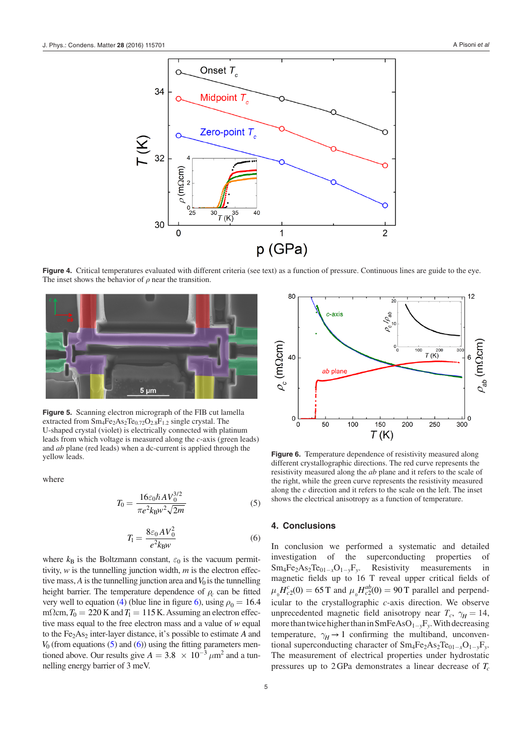**Figure 4.** Critical temperatures evaluated with different criteria (see text) as a function of pressure. Continuous lines are guide to the eye. The inset shows the behavior of $\rho$ near the transition.

**Figure 5.** Scanning electron micrograph of the FIB cut lamella extracted from $Sm_4Fe_2As_2Te_{0.72}O_{2.8}F_{1.2}$ single crystal. The U-shaped crystal (violet) is electrically connected with platinum leads from which voltage is measured along the *c*-axis (green leads) and *ab* plane (red leads) when a dc-current is applied through the yellow leads.

where

$$T_0 = \frac{16\varepsilon_0\hbar A V_0^{3/2}}{\pi e^2 k_B w^2 \sqrt{2m}} \quad (5)$$

$$T_1 = \frac{8\varepsilon_0 A V_0^2}{e^2 k_B w} \quad (6)$$

where $k_B$ is the Boltzmann constant, $\varepsilon_0$ is the vacuum permittivity, $w$ is the tunnelling junction width, $m$ is the electron effective mass, $A$ is the tunnelling junction area and $V_0$ is the tunnelling height barrier. The temperature dependence of $\rho_c$ can be fitted very well to equation (4) (blue line in figure 6), using $\rho_0 = 16.4$ m$\Omega$cm, $T_0 = 220$ K and $T_1 = 115$ K. Assuming an electron effective mass equal to the free electron mass and a value of $w$ equal to the $Fe_2As_2$ inter-layer distance, it's possible to estimate $A$ and $V_0$ (from equations (5) and (6)) using the fitting parameters mentioned above. Our results give $A = 3.8 \times 10^{-3}$ $\mu$m$^2$ and a tunnelling energy barrier of 3 meV.

**Figure 6.** Temperature dependence of resistivity measured along different crystallographic directions. The red curve represents the resistivity measured along the *ab* plane and it refers to the scale of the right, while the green curve represents the resistivity measured along the *c* direction and it refers to the scale on the left. The inset shows the electrical anisotropy as a function of temperature.

## 4. Conclusions

In conclusion we performed a systematic and detailed investigation of the superconducting properties of $Sm_4Fe_2As_2Te_{01-x}O_{1-y}F_y$. Resistivity measurements in magnetic fields up to 16 T reveal upper critical fields of $\mu_0 H_{c2}^c(0) = 65$ T and $\mu_0 H_{c2}^{ab}(0) = 90$ T parallel and perpendicular to the crystallographic *c*-axis direction. We observe unprecedented magnetic field anisotropy near $T_c$, $\gamma_H = 14$, more than twice higher than in $SmFeAsO_{1-y}F_y$. With decreasing temperature, $\gamma_H \rightarrow 1$ confirming the multiband, unconventional superconducting character of $Sm_4Fe_2As_2Te_{01-x}O_{1-y}F_y$. The measurement of electrical properties under hydrostatic pressures up to 2 GPa demonstrates a linear decrease of $T_c$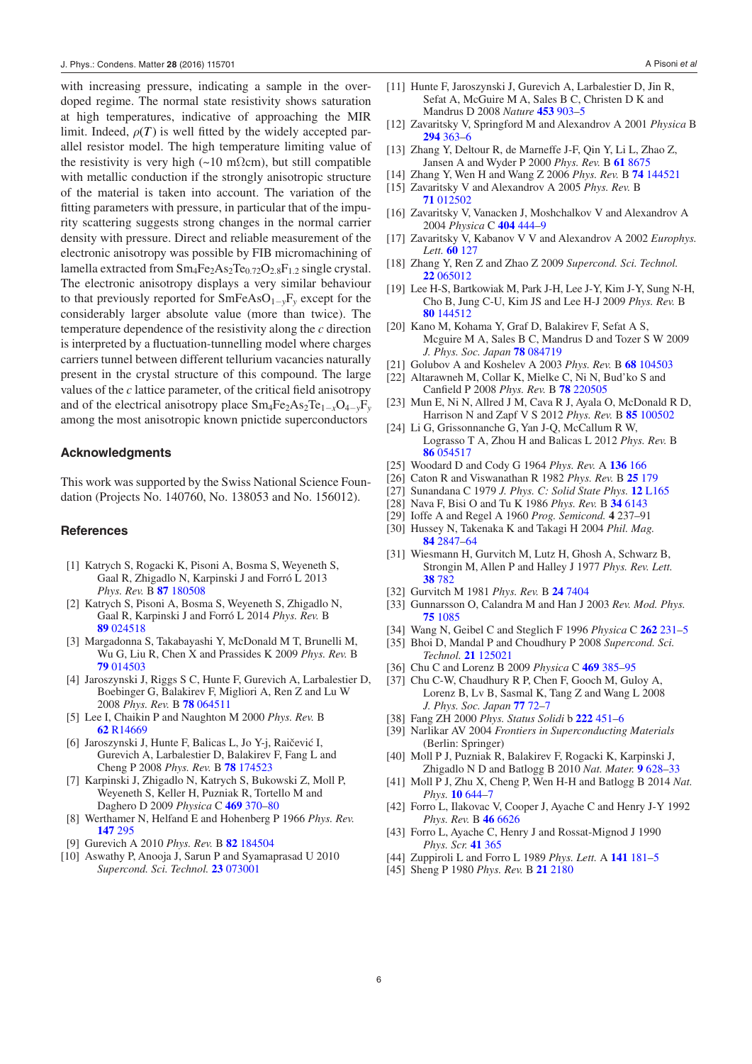with increasing pressure, indicating a sample in the over-doped regime. The normal state resistivity shows saturation at high temperatures, indicative of approaching the MIR limit. Indeed, $\rho(T)$ is well fitted by the widely accepted parallel resistor model. The high temperature limiting value of the resistivity is very high (~10 m$\Omega$cm), but still compatible with metallic conduction if the strongly anisotropic structure of the material is taken into account. The variation of the fitting parameters with pressure, in particular that of the impurity scattering suggests strong changes in the normal carrier density with pressure. Direct and reliable measurement of the electronic anisotropy was possible by FIB micromachining of lamella extracted from $Sm_4Fe_2As_2Te_{0.72}O_{2.8}F_{1.2}$ single crystal. The electronic anisotropy displays a very similar behaviour to that previously reported for $SmFeAsO_{1-y}F_y$ except for the considerably larger absolute value (more than twice). The temperature dependence of the resistivity along the $c$ direction is interpreted by a fluctuation-tunnelling model where charges carriers tunnel between different tellurium vacancies naturally present in the crystal structure of this compound. The large values of the $c$ lattice parameter, of the critical field anisotropy and of the electrical anisotropy place $Sm_4Fe_2As_2Te_{1-x}O_{4-y}F_y$ among the most anisotropic known pnictide superconductors

## Acknowledgments

This work was supported by the Swiss National Science Foundation (Projects No. 140760, No. 138053 and No. 156012).

## References

[1] Katrych S, Rogacki K, Pisoni A, Bosma S, Weyeneth S, Gaal R, Zhigadlo N, Karpinski J and Forró L 2013 *Phys. Rev.* B **87** 180508

[2] Katrych S, Pisoni A, Bosma S, Weyeneth S, Zhigadlo N, Gaal R, Karpinski J and Forró L 2014 *Phys. Rev.* B **89** 024518

[3] Margadonna S, Takabayashi Y, McDonald M T, Brunelli M, Wu G, Liu R, Chen X and Prassides K 2009 *Phys. Rev.* B **79** 014503

[4] Jaroszynski J, Riggs S C, Hunte F, Gurevich A, Larbalestier D, Boebinger G, Balakirev F, Migliori A, Ren Z and Lu W 2008 *Phys. Rev.* B **78** 064511

[5] Lee I, Chaikin P and Naughton M 2000 *Phys. Rev.* B **62** R14669

[6] Jaroszynski J, Hunte F, Balicas L, Jo Y-j, Raičević I, Gurevich A, Larbalestier D, Balakirev F, Fang L and Cheng P 2008 *Phys. Rev.* B **78** 174523

[7] Karpinski J, Zhigadlo N, Katrych S, Bukowski Z, Moll P, Weyeneth S, Keller H, Puzniak R, Tortello M and Daghero D 2009 *Physica* C **469** 370–80

[8] Werthamer N, Helfand E and Hohenberg P 1966 *Phys. Rev.* **147** 295

[9] Gurevich A 2010 *Phys. Rev.* B **82** 184504

[10] Aswathy P, Anooja J, Sarun P and Syamaprasad U 2010 *Supercond. Sci. Technol.* **23** 073001

[11] Hunte F, Jaroszynski J, Gurevich A, Larbalestier D, Jin R, Sefat A, McGuire M A, Sales B C, Christen D K and Mandrus D 2008 *Nature* **453** 903–5

[12] Zavaritsky V, Springford M and Alexandrov A 2001 *Physica* B **294** 363–6

[13] Zhang Y, Deltour R, de Marneffe J-F, Qin Y, Li L, Zhao Z, Jansen A and Wyder P 2000 *Phys. Rev.* B **61** 8675

[14] Zhang Y, Wen H and Wang Z 2006 *Phys. Rev.* B **74** 144521

[15] Zavaritsky V and Alexandrov A 2005 *Phys. Rev.* B **71** 012502

[16] Zavaritsky V, Vanacken J, Moshchalkov V and Alexandrov A 2004 *Physica* C **404** 444–9

[17] Zavaritsky V, Kabanov V V and Alexandrov A 2002 *Europhys. Lett.* **60** 127

[18] Zhang Y, Ren Z and Zhao Z 2009 *Supercond. Sci. Technol.* **22** 065012

[19] Lee H-S, Bartkowiak M, Park J-H, Lee J-Y, Kim J-Y, Sung N-H, Cho B, Jung C-U, Kim JS and Lee H-J 2009 *Phys. Rev.* B **80** 144512

[20] Kano M, Kohama Y, Graf D, Balakirev F, Sefat A S, Mcguire M A, Sales B C, Mandrus D and Tozer S W 2009 *J. Phys. Soc. Japan* **78** 084719

[21] Golubov A and Koshelev A 2003 *Phys. Rev.* B **68** 104503

[22] Altarawneh M, Collar K, Mielke C, Ni N, Bud'ko S and Canfield P 2008 *Phys. Rev.* B **78** 220505

[23] Mun E, Ni N, Allred J M, Cava R J, Ayala O, McDonald R D, Harrison N and Zapf V S 2012 *Phys. Rev.* B **85** 100502

[24] Li G, Grissonnanche G, Yan J-Q, McCallum R W, Lograsso T A, Zhou H and Balicas L 2012 *Phys. Rev.* B **86** 054517

[25] Woodard D and Cody G 1964 *Phys. Rev.* A **136** 166

[26] Caton R and Viswanathan R 1982 *Phys. Rev.* B **25** 179

[27] Sunandana C 1979 *J. Phys. C: Solid State Phys.* **12** L165

[28] Nava F, Bisi O and Tu K 1986 *Phys. Rev.* B **34** 6143

[29] Ioffe A and Regel A 1960 *Prog. Semicond.* **4** 237–91

[30] Hussey N, Takenaka K and Takagi H 2004 *Phil. Mag.* **84** 2847–64

[31] Wiesmann H, Gurvitch M, Lutz H, Ghosh A, Schwarz B, Strongin M, Allen P and Halley J 1977 *Phys. Rev. Lett.* **38** 782

[32] Gurvitch M 1981 *Phys. Rev.* B **24** 7404

[33] Gunnarsson O, Calandra M and Han J 2003 *Rev. Mod. Phys.* **75** 1085

[34] Wang N, Geibel C and Steglich F 1996 *Physica* C **262** 231–5

[35] Bhoi D, Mandal P and Choudhury P 2008 *Supercond. Sci. Technol.* **21** 125021

[36] Chu C and Lorenz B 2009 *Physica* C **469** 385–95

[37] Chu C-W, Chaudhury R P, Chen F, Gooch M, Guloy A, Lorenz B, Lv B, Sasmal K, Tang Z and Wang L 2008 *J. Phys. Soc. Japan* **77** 72–7

[38] Fang ZH 2000 *Phys. Status Solidi* b **222** 451–6

[39] Narlikar AV 2004 *Frontiers in Superconducting Materials* (Berlin: Springer)

[40] Moll P J, Puzniak R, Balakirev F, Rogacki K, Karpinski J, Zhigadlo N D and Batlogg B 2010 *Nat. Mater.* **9** 628–33

[41] Moll P J, Zhu X, Cheng P, Wen H-H and Batlogg B 2014 *Nat. Phys.* **10** 644–7

[42] Forro L, Ilakovac V, Cooper J, Ayache C and Henry J-Y 1992 *Phys. Rev.* B **46** 6626

[43] Forro L, Ayache C, Henry J and Rossat-Mignod J 1990 *Phys. Scr.* **41** 365

[44] Zuppiroli L and Forro L 1989 *Phys. Lett.* A **141** 181–5

[45] Sheng P 1980 *Phys. Rev.* B **21** 2180